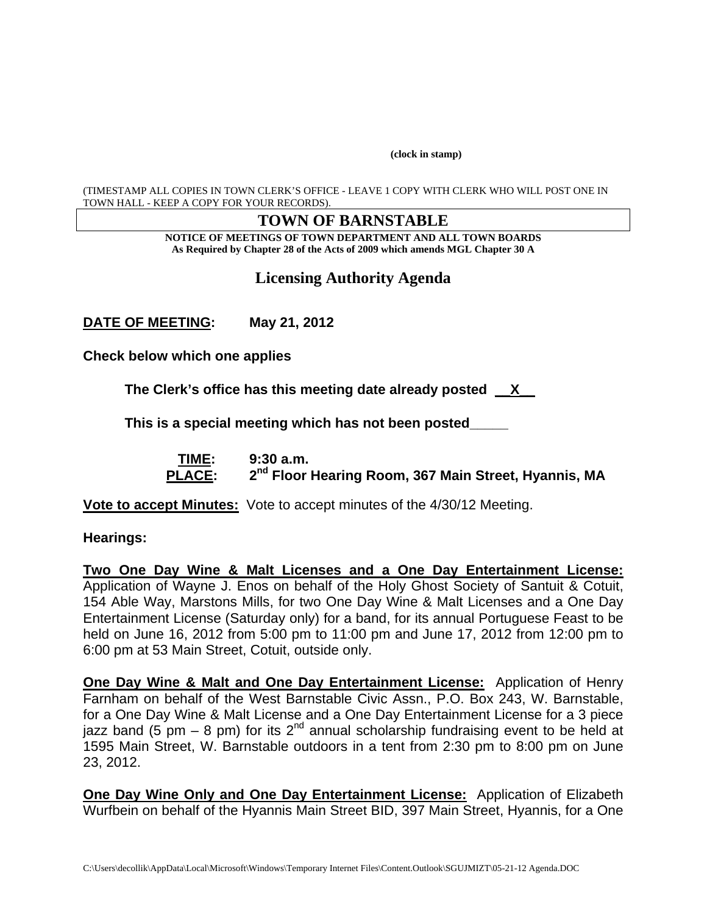(clock in stamp)

(TIMESTAMP ALL COPIES IN TOWN CLERK'S OFFICE - LEAVE 1 COPY WITH CLERK WHO WILL POST ONE IN TOWN HALL - KEEP A COPY FOR YOUR RECORDS).

# TOWN OF BARNSTABLE

**NOTICE OF MEETINGS OF TOWN DEPARTMENT AND ALL TOWN BOARDS**
**As Required by Chapter 28 of the Acts of 2009 which amends MGL Chapter 30 A**

## Licensing Authority Agenda

**DATE OF MEETING: May 21, 2012**

**Check below which one applies**

**The Clerk's office has this meeting date already posted \_\_X\_\_**

**This is a special meeting which has not been posted\_\_\_\_\_**

**TIME: 9:30 a.m.**
**PLACE: 2nd Floor Hearing Room, 367 Main Street, Hyannis, MA**

**Vote to accept Minutes:** Vote to accept minutes of the 4/30/12 Meeting.

**Hearings:**

**Two One Day Wine & Malt Licenses and a One Day Entertainment License:** Application of Wayne J. Enos on behalf of the Holy Ghost Society of Santuit & Cotuit, 154 Able Way, Marstons Mills, for two One Day Wine & Malt Licenses and a One Day Entertainment License (Saturday only) for a band, for its annual Portuguese Feast to be held on June 16, 2012 from 5:00 pm to 11:00 pm and June 17, 2012 from 12:00 pm to 6:00 pm at 53 Main Street, Cotuit, outside only.

**One Day Wine & Malt and One Day Entertainment License:** Application of Henry Farnham on behalf of the West Barnstable Civic Assn., P.O. Box 243, W. Barnstable, for a One Day Wine & Malt License and a One Day Entertainment License for a 3 piece jazz band (5 pm – 8 pm) for its 2nd annual scholarship fundraising event to be held at 1595 Main Street, W. Barnstable outdoors in a tent from 2:30 pm to 8:00 pm on June 23, 2012.

**One Day Wine Only and One Day Entertainment License:** Application of Elizabeth Wurfbein on behalf of the Hyannis Main Street BID, 397 Main Street, Hyannis, for a One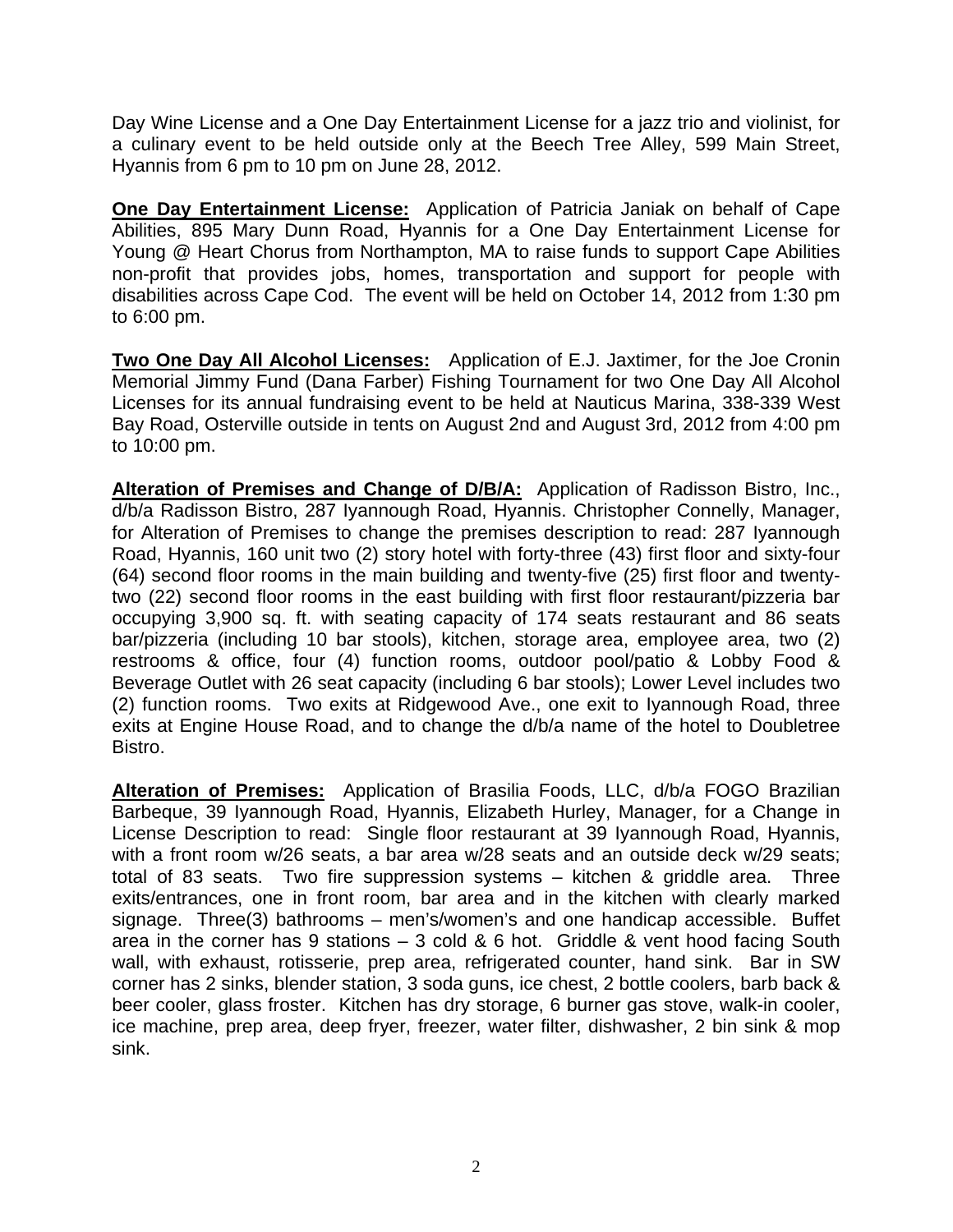Day Wine License and a One Day Entertainment License for a jazz trio and violinist, for a culinary event to be held outside only at the Beech Tree Alley, 599 Main Street, Hyannis from 6 pm to 10 pm on June 28, 2012.

**One Day Entertainment License:** Application of Patricia Janiak on behalf of Cape Abilities, 895 Mary Dunn Road, Hyannis for a One Day Entertainment License for Young @ Heart Chorus from Northampton, MA to raise funds to support Cape Abilities non-profit that provides jobs, homes, transportation and support for people with disabilities across Cape Cod. The event will be held on October 14, 2012 from 1:30 pm to 6:00 pm.

**Two One Day All Alcohol Licenses:** Application of E.J. Jaxtimer, for the Joe Cronin Memorial Jimmy Fund (Dana Farber) Fishing Tournament for two One Day All Alcohol Licenses for its annual fundraising event to be held at Nauticus Marina, 338-339 West Bay Road, Osterville outside in tents on August 2nd and August 3rd, 2012 from 4:00 pm to 10:00 pm.

**Alteration of Premises and Change of D/B/A:** Application of Radisson Bistro, Inc., d/b/a Radisson Bistro, 287 Iyannough Road, Hyannis. Christopher Connelly, Manager, for Alteration of Premises to change the premises description to read: 287 Iyannough Road, Hyannis, 160 unit two (2) story hotel with forty-three (43) first floor and sixty-four (64) second floor rooms in the main building and twenty-five (25) first floor and twenty-two (22) second floor rooms in the east building with first floor restaurant/pizzeria bar occupying 3,900 sq. ft. with seating capacity of 174 seats restaurant and 86 seats bar/pizzeria (including 10 bar stools), kitchen, storage area, employee area, two (2) restrooms & office, four (4) function rooms, outdoor pool/patio & Lobby Food & Beverage Outlet with 26 seat capacity (including 6 bar stools); Lower Level includes two (2) function rooms. Two exits at Ridgewood Ave., one exit to Iyannough Road, three exits at Engine House Road, and to change the d/b/a name of the hotel to Doubletree Bistro.

**Alteration of Premises:** Application of Brasilia Foods, LLC, d/b/a FOGO Brazilian Barbeque, 39 Iyannough Road, Hyannis, Elizabeth Hurley, Manager, for a Change in License Description to read: Single floor restaurant at 39 Iyannough Road, Hyannis, with a front room w/26 seats, a bar area w/28 seats and an outside deck w/29 seats; total of 83 seats. Two fire suppression systems – kitchen & griddle area. Three exits/entrances, one in front room, bar area and in the kitchen with clearly marked signage. Three(3) bathrooms – men's/women's and one handicap accessible. Buffet area in the corner has 9 stations – 3 cold & 6 hot. Griddle & vent hood facing South wall, with exhaust, rotisserie, prep area, refrigerated counter, hand sink. Bar in SW corner has 2 sinks, blender station, 3 soda guns, ice chest, 2 bottle coolers, barb back & beer cooler, glass froster. Kitchen has dry storage, 6 burner gas stove, walk-in cooler, ice machine, prep area, deep fryer, freezer, water filter, dishwasher, 2 bin sink & mop sink.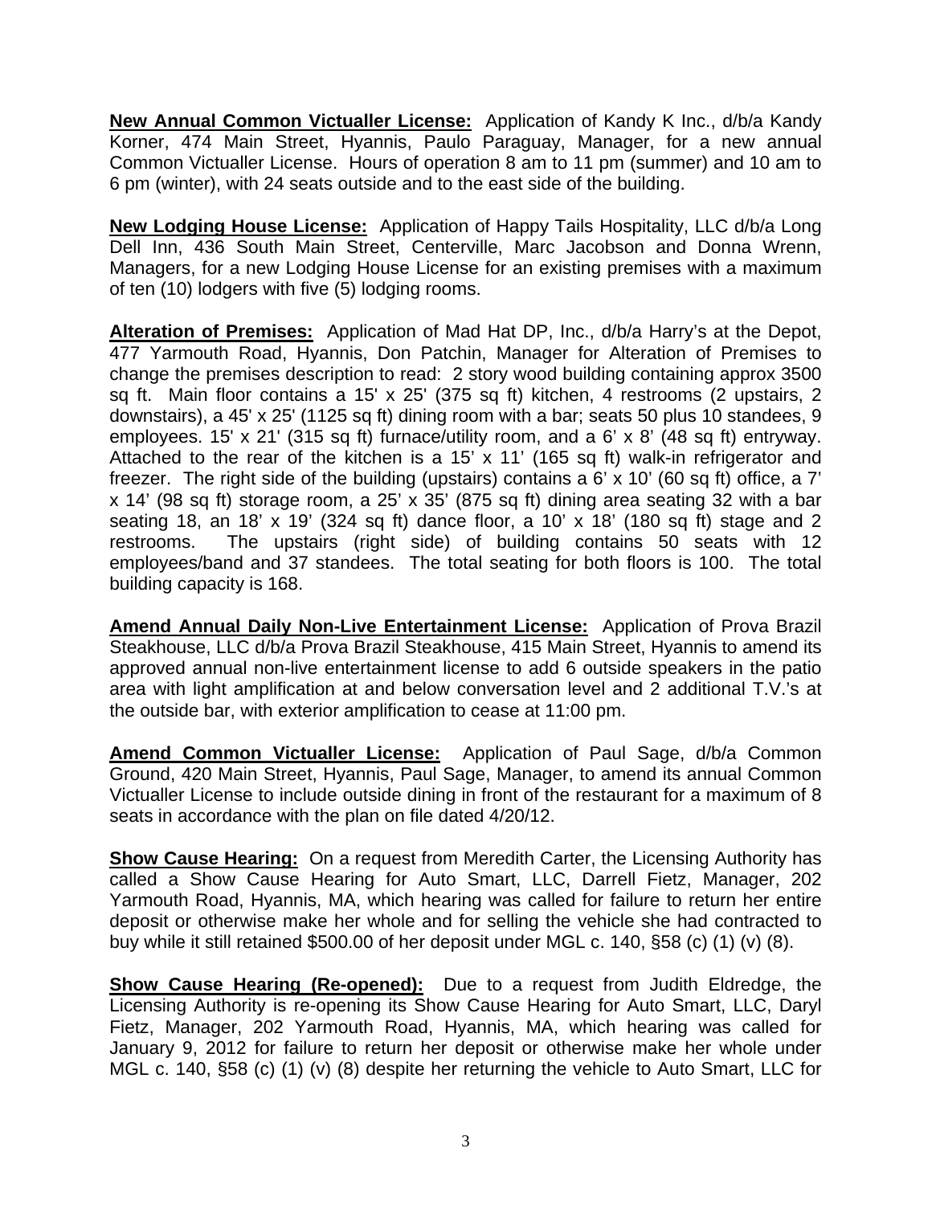**New Annual Common Victualler License:** Application of Kandy K Inc., d/b/a Kandy Korner, 474 Main Street, Hyannis, Paulo Paraguay, Manager, for a new annual Common Victualler License. Hours of operation 8 am to 11 pm (summer) and 10 am to 6 pm (winter), with 24 seats outside and to the east side of the building.

**New Lodging House License:** Application of Happy Tails Hospitality, LLC d/b/a Long Dell Inn, 436 South Main Street, Centerville, Marc Jacobson and Donna Wrenn, Managers, for a new Lodging House License for an existing premises with a maximum of ten (10) lodgers with five (5) lodging rooms.

**Alteration of Premises:** Application of Mad Hat DP, Inc., d/b/a Harry's at the Depot, 477 Yarmouth Road, Hyannis, Don Patchin, Manager for Alteration of Premises to change the premises description to read: 2 story wood building containing approx 3500 sq ft. Main floor contains a 15' x 25' (375 sq ft) kitchen, 4 restrooms (2 upstairs, 2 downstairs), a 45' x 25' (1125 sq ft) dining room with a bar; seats 50 plus 10 standees, 9 employees. 15' x 21' (315 sq ft) furnace/utility room, and a 6' x 8' (48 sq ft) entryway. Attached to the rear of the kitchen is a 15' x 11' (165 sq ft) walk-in refrigerator and freezer. The right side of the building (upstairs) contains a 6' x 10' (60 sq ft) office, a 7' x 14' (98 sq ft) storage room, a 25' x 35' (875 sq ft) dining area seating 32 with a bar seating 18, an 18' x 19' (324 sq ft) dance floor, a 10' x 18' (180 sq ft) stage and 2 restrooms. The upstairs (right side) of building contains 50 seats with 12 employees/band and 37 standees. The total seating for both floors is 100. The total building capacity is 168.

**Amend Annual Daily Non-Live Entertainment License:** Application of Prova Brazil Steakhouse, LLC d/b/a Prova Brazil Steakhouse, 415 Main Street, Hyannis to amend its approved annual non-live entertainment license to add 6 outside speakers in the patio area with light amplification at and below conversation level and 2 additional T.V.'s at the outside bar, with exterior amplification to cease at 11:00 pm.

**Amend Common Victualler License:** Application of Paul Sage, d/b/a Common Ground, 420 Main Street, Hyannis, Paul Sage, Manager, to amend its annual Common Victualler License to include outside dining in front of the restaurant for a maximum of 8 seats in accordance with the plan on file dated 4/20/12.

**Show Cause Hearing:** On a request from Meredith Carter, the Licensing Authority has called a Show Cause Hearing for Auto Smart, LLC, Darrell Fietz, Manager, 202 Yarmouth Road, Hyannis, MA, which hearing was called for failure to return her entire deposit or otherwise make her whole and for selling the vehicle she had contracted to buy while it still retained $500.00 of her deposit under MGL c. 140, §58 (c) (1) (v) (8).

**Show Cause Hearing (Re-opened):** Due to a request from Judith Eldredge, the Licensing Authority is re-opening its Show Cause Hearing for Auto Smart, LLC, Daryl Fietz, Manager, 202 Yarmouth Road, Hyannis, MA, which hearing was called for January 9, 2012 for failure to return her deposit or otherwise make her whole under MGL c. 140, §58 (c) (1) (v) (8) despite her returning the vehicle to Auto Smart, LLC for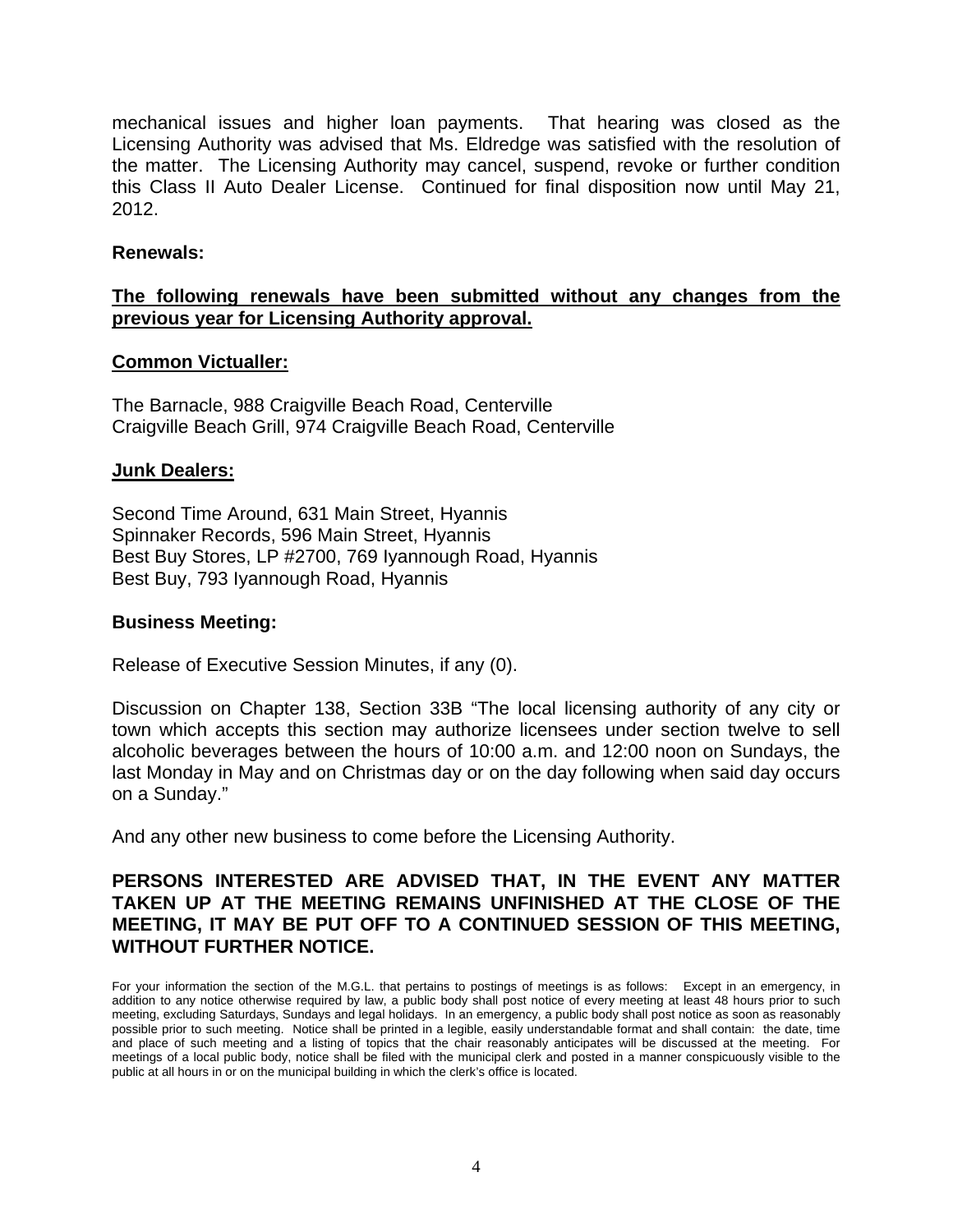mechanical issues and higher loan payments. That hearing was closed as the Licensing Authority was advised that Ms. Eldredge was satisfied with the resolution of the matter. The Licensing Authority may cancel, suspend, revoke or further condition this Class II Auto Dealer License. Continued for final disposition now until May 21, 2012.

**Renewals:**

**The following renewals have been submitted without any changes from the previous year for Licensing Authority approval.**

**Common Victualler:**

The Barnacle, 988 Craigville Beach Road, Centerville
Craigville Beach Grill, 974 Craigville Beach Road, Centerville

**Junk Dealers:**

Second Time Around, 631 Main Street, Hyannis
Spinnaker Records, 596 Main Street, Hyannis
Best Buy Stores, LP #2700, 769 Iyannough Road, Hyannis
Best Buy, 793 Iyannough Road, Hyannis

**Business Meeting:**

Release of Executive Session Minutes, if any (0).

Discussion on Chapter 138, Section 33B "The local licensing authority of any city or town which accepts this section may authorize licensees under section twelve to sell alcoholic beverages between the hours of 10:00 a.m. and 12:00 noon on Sundays, the last Monday in May and on Christmas day or on the day following when said day occurs on a Sunday."

And any other new business to come before the Licensing Authority.

**PERSONS INTERESTED ARE ADVISED THAT, IN THE EVENT ANY MATTER TAKEN UP AT THE MEETING REMAINS UNFINISHED AT THE CLOSE OF THE MEETING, IT MAY BE PUT OFF TO A CONTINUED SESSION OF THIS MEETING, WITHOUT FURTHER NOTICE.**

For your information the section of the M.G.L. that pertains to postings of meetings is as follows: Except in an emergency, in addition to any notice otherwise required by law, a public body shall post notice of every meeting at least 48 hours prior to such meeting, excluding Saturdays, Sundays and legal holidays. In an emergency, a public body shall post notice as soon as reasonably possible prior to such meeting. Notice shall be printed in a legible, easily understandable format and shall contain: the date, time and place of such meeting and a listing of topics that the chair reasonably anticipates will be discussed at the meeting. For meetings of a local public body, notice shall be filed with the municipal clerk and posted in a manner conspicuously visible to the public at all hours in or on the municipal building in which the clerk's office is located.